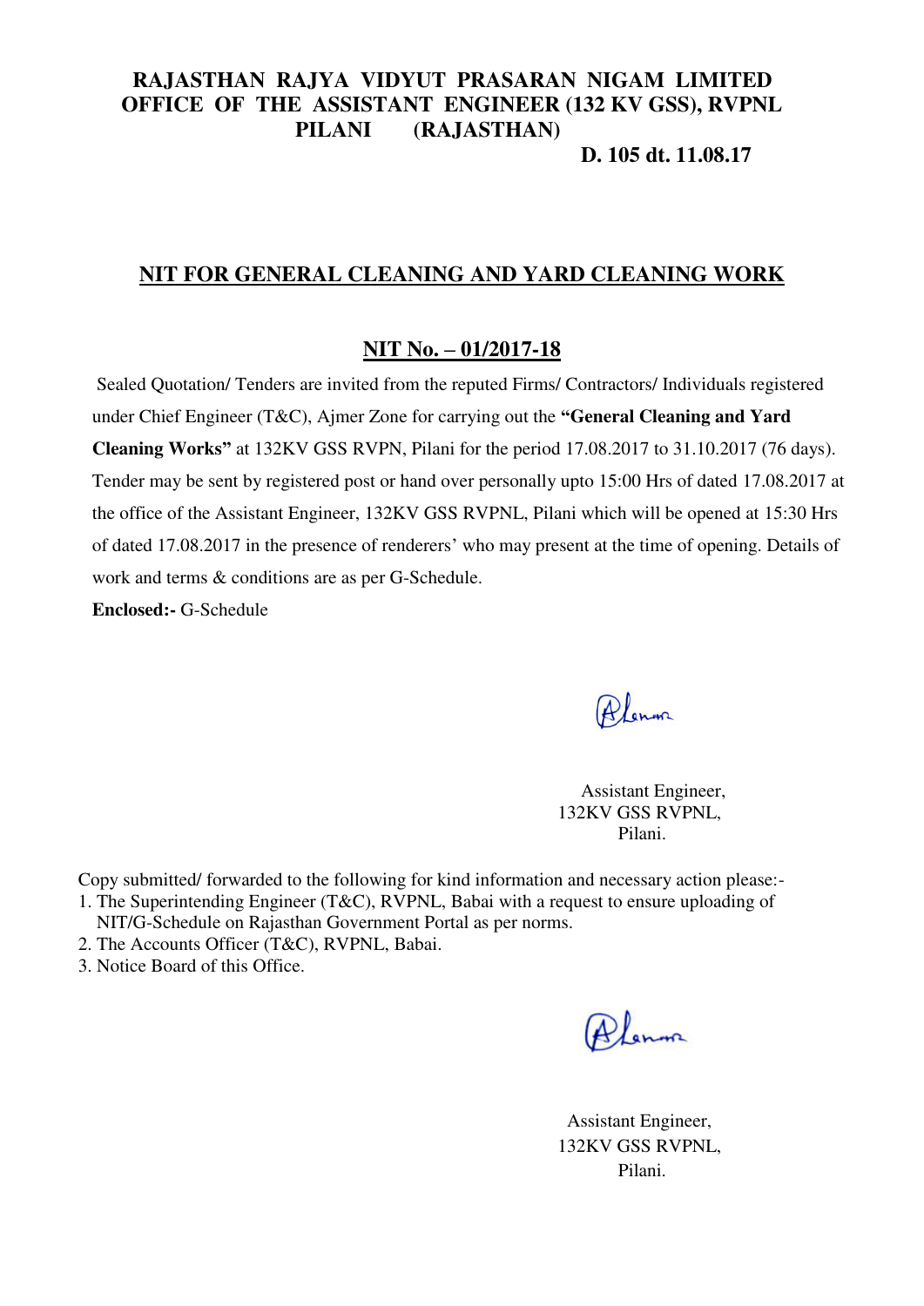**RAJASTHAN RAJYA VIDYUT PRASARAN NIGAM LIMITED**
**OFFICE OF THE ASSISTANT ENGINEER (132 KV GSS), RVPNL**
**PILANI (RAJASTHAN)**

**D. 105 dt. 11.08.17**

## NIT FOR GENERAL CLEANING AND YARD CLEANING WORK

## NIT No. – 01/2017-18

Sealed Quotation/ Tenders are invited from the reputed Firms/ Contractors/ Individuals registered under Chief Engineer (T&C), Ajmer Zone for carrying out the **"General Cleaning and Yard Cleaning Works"** at 132KV GSS RVPN, Pilani for the period 17.08.2017 to 31.10.2017 (76 days). Tender may be sent by registered post or hand over personally upto 15:00 Hrs of dated 17.08.2017 at the office of the Assistant Engineer, 132KV GSS RVPNL, Pilani which will be opened at 15:30 Hrs of dated 17.08.2017 in the presence of renderers' who may present at the time of opening. Details of work and terms & conditions are as per G-Schedule.

**Enclosed:-** G-Schedule

Assistant Engineer,
132KV GSS RVPNL,
Pilani.

Copy submitted/ forwarded to the following for kind information and necessary action please:-

1. The Superintending Engineer (T&C), RVPNL, Babai with a request to ensure uploading of NIT/G-Schedule on Rajasthan Government Portal as per norms.
2. The Accounts Officer (T&C), RVPNL, Babai.
3. Notice Board of this Office.

Assistant Engineer,
132KV GSS RVPNL,
Pilani.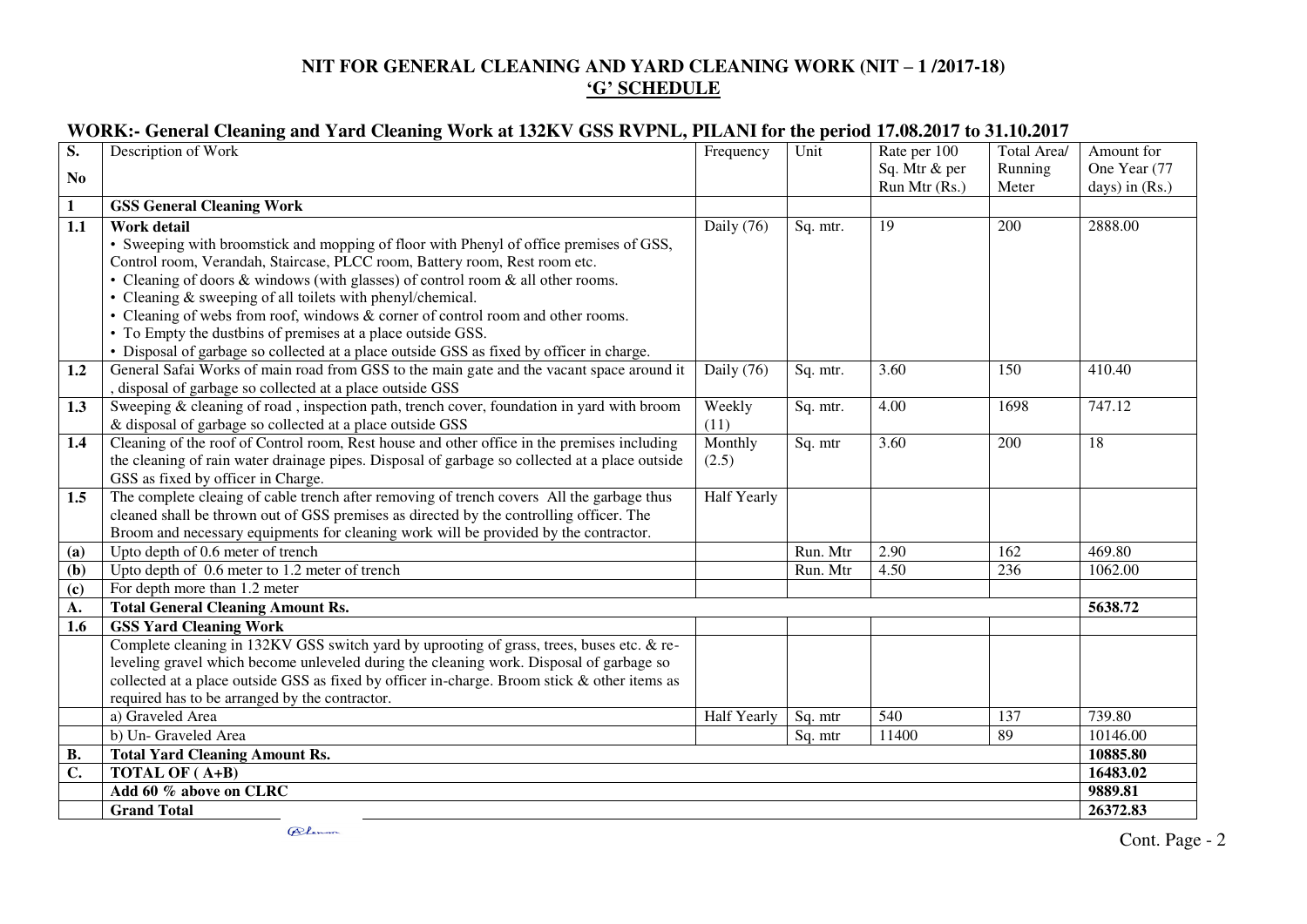## NIT FOR GENERAL CLEANING AND YARD CLEANING WORK (NIT – 1 /2017-18)

## 'G' SCHEDULE

### WORK:- General Cleaning and Yard Cleaning Work at 132KV GSS RVPNL, PILANI for the period 17.08.2017 to 31.10.2017

| S. No | Description of Work | Frequency | Unit | Rate per 100 Sq. Mtr & per Run Mtr (Rs.) | Total Area/ Running Meter | Amount for One Year (77 days) in (Rs.) |
|---|---|---|---|---|---|---|
| **1** | **GSS General Cleaning Work** | | | | | |
| **1.1** | **Work detail**<br>• Sweeping with broomstick and mopping of floor with Phenyl of office premises of GSS, Control room, Verandah, Staircase, PLCC room, Battery room, Rest room etc.<br>• Cleaning of doors & windows (with glasses) of control room & all other rooms.<br>• Cleaning & sweeping of all toilets with phenyl/chemical.<br>• Cleaning of webs from roof, windows & corner of control room and other rooms.<br>• To Empty the dustbins of premises at a place outside GSS.<br>• Disposal of garbage so collected at a place outside GSS as fixed by officer in charge. | Daily (76) | Sq. mtr. | 19 | 200 | 2888.00 |
| **1.2** | General Safai Works of main road from GSS to the main gate and the vacant space around it , disposal of garbage so collected at a place outside GSS | Daily (76) | Sq. mtr. | 3.60 | 150 | 410.40 |
| **1.3** | Sweeping & cleaning of road , inspection path, trench cover, foundation in yard with broom & disposal of garbage so collected at a place outside GSS | Weekly (11) | Sq. mtr. | 4.00 | 1698 | 747.12 |
| **1.4** | Cleaning of the roof of Control room, Rest house and other office in the premises including the cleaning of rain water drainage pipes. Disposal of garbage so collected at a place outside GSS as fixed by officer in Charge. | Monthly (2.5) | Sq. mtr | 3.60 | 200 | 18 |
| **1.5** | The complete cleaing of cable trench after removing of trench covers All the garbage thus cleaned shall be thrown out of GSS premises as directed by the controlling officer. The Broom and necessary equipments for cleaning work will be provided by the contractor. | Half Yearly | | | | |
| **(a)** | Upto depth of 0.6 meter of trench | | Run. Mtr | 2.90 | 162 | 469.80 |
| **(b)** | Upto depth of 0.6 meter to 1.2 meter of trench | | Run. Mtr | 4.50 | 236 | 1062.00 |
| **(c)** | For depth more than 1.2 meter | | | | | |
| **A.** | **Total General Cleaning Amount Rs.** | | | | | **5638.72** |
| **1.6** | **GSS Yard Cleaning Work** | | | | | |
| | Complete cleaning in 132KV GSS switch yard by uprooting of grass, trees, buses etc. & re-leveling gravel which become unleveled during the cleaning work. Disposal of garbage so collected at a place outside GSS as fixed by officer in-charge. Broom stick & other items as required has to be arranged by the contractor. | | | | | |
| | a) Graveled Area | Half Yearly | Sq. mtr | 540 | 137 | 739.80 |
| | b) Un- Graveled Area | | Sq. mtr | 11400 | 89 | 10146.00 |
| **B.** | **Total Yard Cleaning Amount Rs.** | | | | | **10885.80** |
| **C.** | **TOTAL OF ( A+B)** | | | | | **16483.02** |
| | **Add 60 % above on CLRC** | | | | | **9889.81** |
| | **Grand Total** | | | | | **26372.83** |

Cont. Page - 2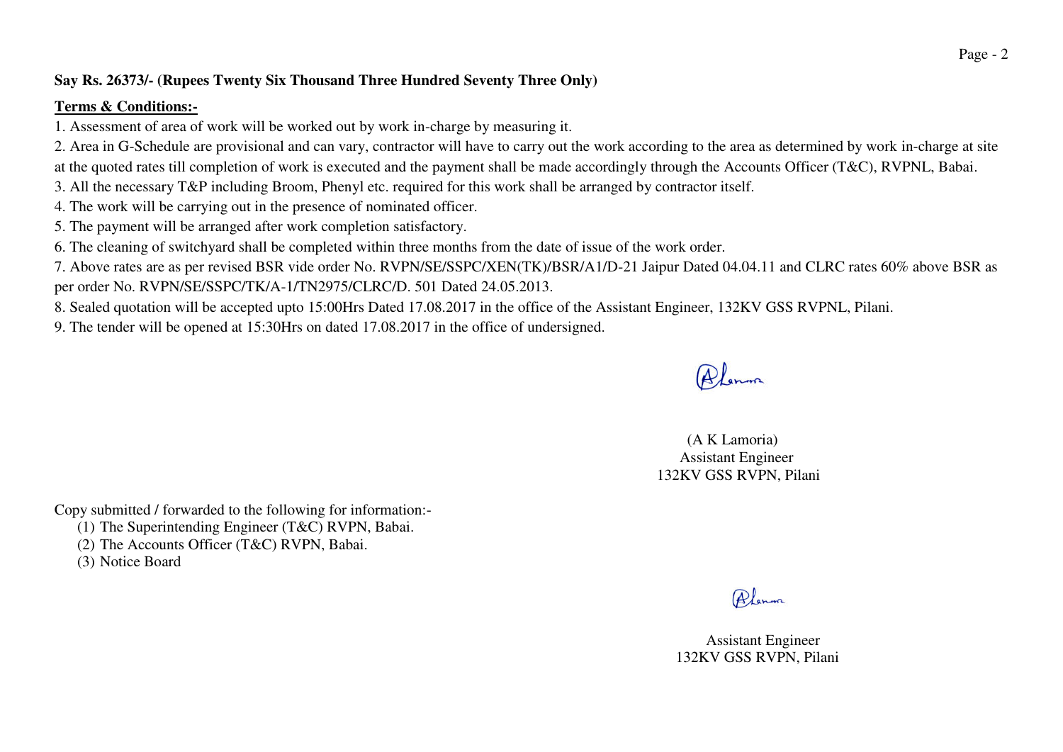**Say Rs. 26373/- (Rupees Twenty Six Thousand Three Hundred Seventy Three Only)**

**Terms & Conditions:-**

1. Assessment of area of work will be worked out by work in-charge by measuring it.
2. Area in G-Schedule are provisional and can vary, contractor will have to carry out the work according to the area as determined by work in-charge at site at the quoted rates till completion of work is executed and the payment shall be made accordingly through the Accounts Officer (T&C), RVPNL, Babai.
3. All the necessary T&P including Broom, Phenyl etc. required for this work shall be arranged by contractor itself.
4. The work will be carrying out in the presence of nominated officer.
5. The payment will be arranged after work completion satisfactory.
6. The cleaning of switchyard shall be completed within three months from the date of issue of the work order.
7. Above rates are as per revised BSR vide order No. RVPN/SE/SSPC/XEN(TK)/BSR/A1/D-21 Jaipur Dated 04.04.11 and CLRC rates 60% above BSR as per order No. RVPN/SE/SSPC/TK/A-1/TN2975/CLRC/D. 501 Dated 24.05.2013.
8. Sealed quotation will be accepted upto 15:00Hrs Dated 17.08.2017 in the office of the Assistant Engineer, 132KV GSS RVPNL, Pilani.
9. The tender will be opened at 15:30Hrs on dated 17.08.2017 in the office of undersigned.

(A K Lamoria)
Assistant Engineer
132KV GSS RVPN, Pilani

Copy submitted / forwarded to the following for information:-

(1) The Superintending Engineer (T&C) RVPN, Babai.
(2) The Accounts Officer (T&C) RVPN, Babai.
(3) Notice Board

Assistant Engineer
132KV GSS RVPN, Pilani